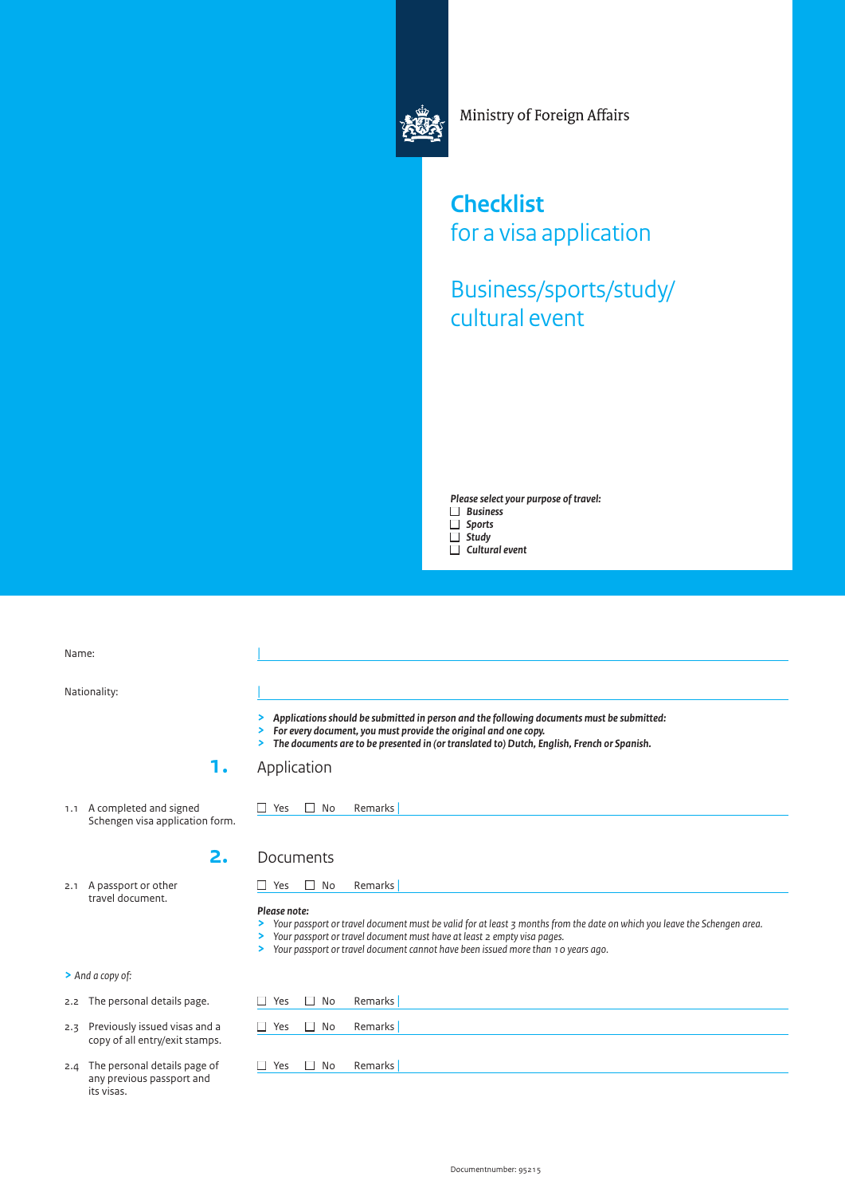Ministry of Foreign Affairs

# Checklist
## for a visa application

## Business/sports/study/ cultural event

***Please select your purpose of travel:***

- ☐ ***Business***
- ☐ ***Sports***
- ☐ ***Study***
- ☐ ***Cultural event***

Name:

Nationality:

- ***Applications should be submitted in person and the following documents must be submitted:***
- ***For every document, you must provide the original and one copy.***
- ***The documents are to be presented in (or translated to) Dutch, English, French or Spanish.***

## 1. Application

1.1 A completed and signed Schengen visa application form. ☐ Yes ☐ No Remarks

## 2. Documents

2.1 A passport or other travel document. ☐ Yes ☐ No Remarks

***Please note:***

- *Your passport or travel document must be valid for at least 3 months from the date on which you leave the Schengen area.*
- *Your passport or travel document must have at least 2 empty visa pages.*
- *Your passport or travel document cannot have been issued more than 10 years ago.*

> *And a copy of:*

2.2 The personal details page. ☐ Yes ☐ No Remarks

2.3 Previously issued visas and a copy of all entry/exit stamps. ☐ Yes ☐ No Remarks

2.4 The personal details page of any previous passport and its visas. ☐ Yes ☐ No Remarks

Documentnumber: 95215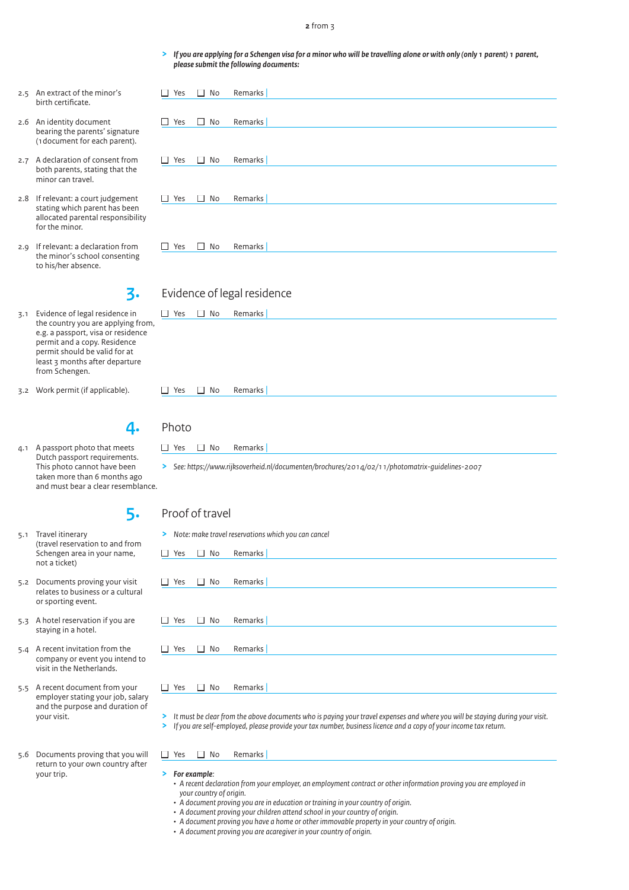> *If you are applying for a Schengen visa for a minor who will be travelling alone or with only (only 1 parent) 1 parent, please submit the following documents:*

| | Item | | |
|---|---|---|---|
| 2.5 | An extract of the minor's birth certificate. | ☐ Yes ☐ No | Remarks |
| 2.6 | An identity document bearing the parents' signature (1 document for each parent). | ☐ Yes ☐ No | Remarks |
| 2.7 | A declaration of consent from both parents, stating that the minor can travel. | ☐ Yes ☐ No | Remarks |
| 2.8 | If relevant: a court judgement stating which parent has been allocated parental responsibility for the minor. | ☐ Yes ☐ No | Remarks |
| 2.9 | If relevant: a declaration from the minor's school consenting to his/her absence. | ☐ Yes ☐ No | Remarks |

## 3. Evidence of legal residence

| | Item | | |
|---|---|---|---|
| 3.1 | Evidence of legal residence in the country you are applying from, e.g. a passport, visa or residence permit and a copy. Residence permit should be valid for at least 3 months after departure from Schengen. | ☐ Yes ☐ No | Remarks |
| 3.2 | Work permit (if applicable). | ☐ Yes ☐ No | Remarks |

## 4. Photo

| | Item | | |
|---|---|---|---|
| 4.1 | A passport photo that meets Dutch passport requirements. This photo cannot have been taken more than 6 months ago and must bear a clear resemblance. | ☐ Yes ☐ No | Remarks |

> *See: https://www.rijksoverheid.nl/documenten/brochures/2014/02/11/photomatrix-guidelines-2007*

## 5. Proof of travel

> *Note: make travel reservations which you can cancel*

| | Item | | |
|---|---|---|---|
| 5.1 | Travel itinerary (travel reservation to and from Schengen area in your name, not a ticket) | ☐ Yes ☐ No | Remarks |
| 5.2 | Documents proving your visit relates to business or a cultural or sporting event. | ☐ Yes ☐ No | Remarks |
| 5.3 | A hotel reservation if you are staying in a hotel. | ☐ Yes ☐ No | Remarks |
| 5.4 | A recent invitation from the company or event you intend to visit in the Netherlands. | ☐ Yes ☐ No | Remarks |
| 5.5 | A recent document from your employer stating your job, salary and the purpose and duration of your visit. | ☐ Yes ☐ No | Remarks |

> *It must be clear from the above documents who is paying your travel expenses and where you will be staying during your visit.*
> *If you are self-employed, please provide your tax number, business licence and a copy of your income tax return.*

| | Item | | |
|---|---|---|---|
| 5.6 | Documents proving that you will return to your own country after your trip. | ☐ Yes ☐ No | Remarks |

> ***For example:***
> - *A recent declaration from your employer, an employment contract or other information proving you are employed in your country of origin.*
> - *A document proving you are in education or training in your country of origin.*
> - *A document proving your children attend school in your country of origin.*
> - *A document proving you have a home or other immovable property in your country of origin.*
> - *A document proving you are acaregiver in your country of origin.*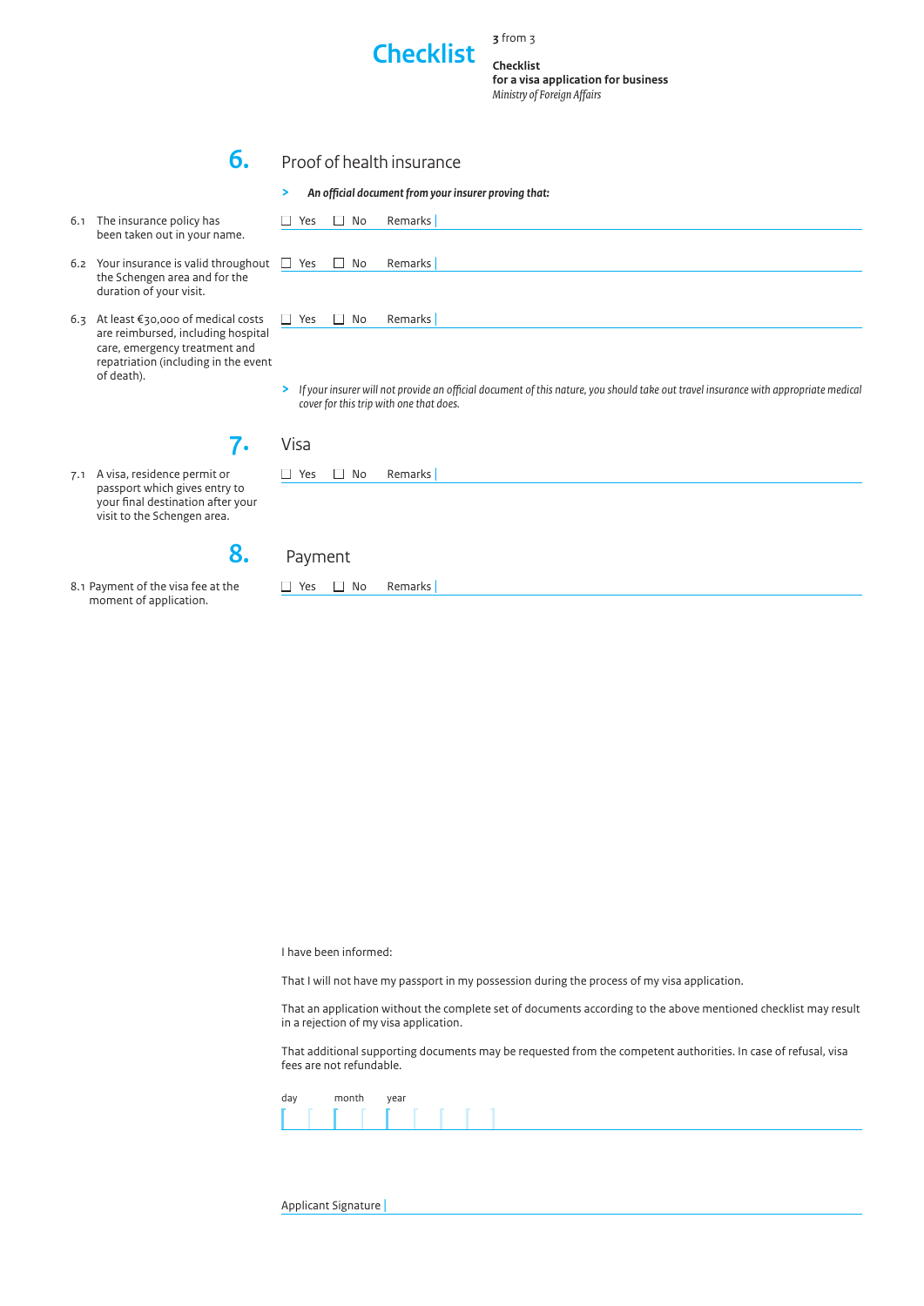# Checklist

**Checklist**
**for a visa application for business**
*Ministry of Foreign Affairs*

## 6. Proof of health insurance

> ***An official document from your insurer proving that:***

| | | | |
|---|---|---|---|
| 6.1 The insurance policy has been taken out in your name. | ☐ Yes | ☐ No | Remarks |
| 6.2 Your insurance is valid throughout the Schengen area and for the duration of your visit. | ☐ Yes | ☐ No | Remarks |
| 6.3 At least €30,000 of medical costs are reimbursed, including hospital care, emergency treatment and repatriation (including in the event of death). | ☐ Yes | ☐ No | Remarks |

> *If your insurer will not provide an official document of this nature, you should take out travel insurance with appropriate medical cover for this trip with one that does.*

## 7. Visa

| | | | |
|---|---|---|---|
| 7.1 A visa, residence permit or passport which gives entry to your final destination after your visit to the Schengen area. | ☐ Yes | ☐ No | Remarks |

## 8. Payment

| | | | |
|---|---|---|---|
| 8.1 Payment of the visa fee at the moment of application. | ☐ Yes | ☐ No | Remarks |

I have been informed:

That I will not have my passport in my possession during the process of my visa application.

That an application without the complete set of documents according to the above mentioned checklist may result in a rejection of my visa application.

That additional supporting documents may be requested from the competent authorities. In case of refusal, visa fees are not refundable.

day month year

Applicant Signature